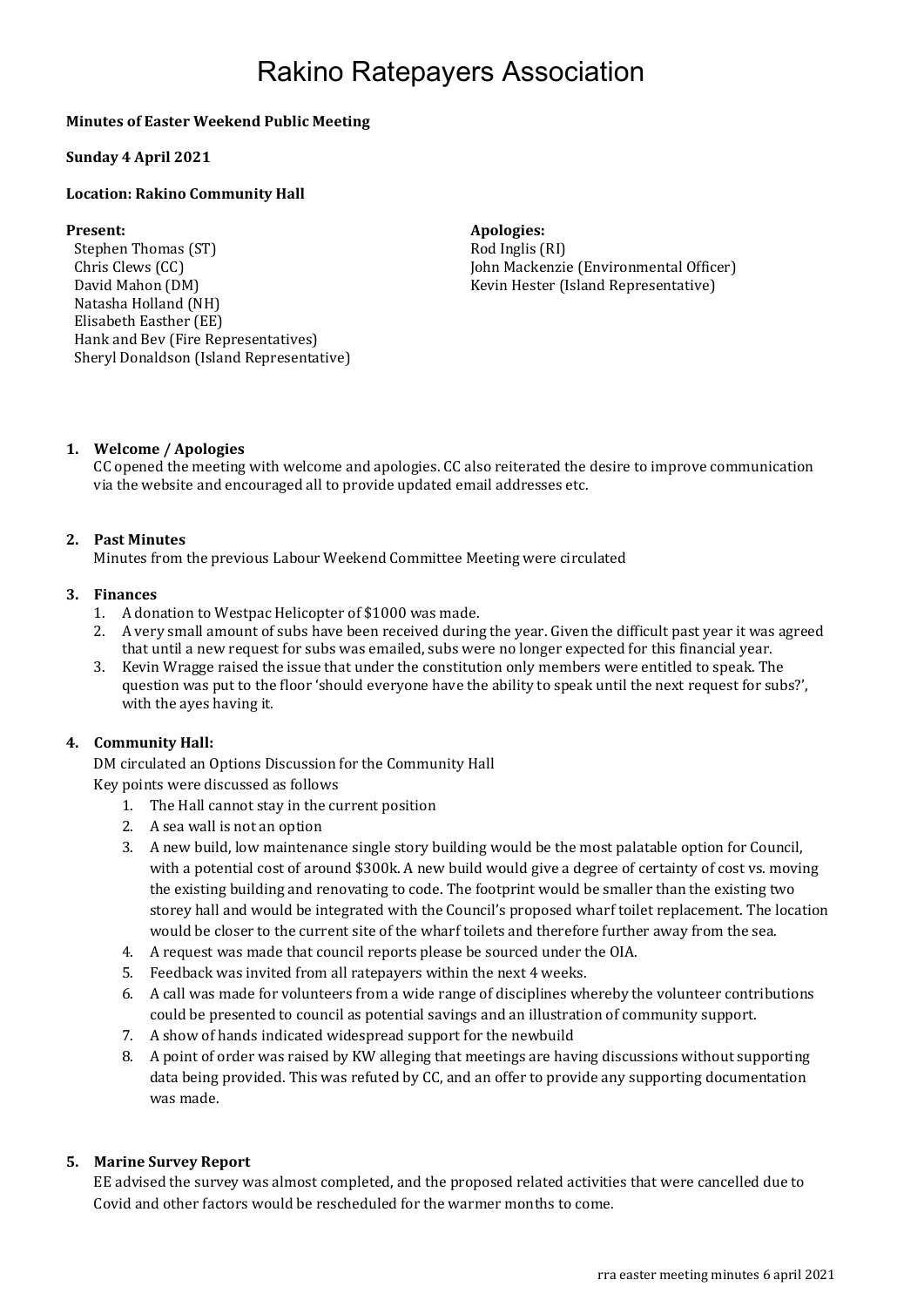# Rakino Ratepayers Association

**Minutes of Easter Weekend Public Meeting**

**Sunday 4 April 2021**

**Location: Rakino Community Hall**

**Present:**
Stephen Thomas (ST)
Chris Clews (CC)
David Mahon (DM)
Natasha Holland (NH)
Elisabeth Easther (EE)
Hank and Bev (Fire Representatives)
Sheryl Donaldson (Island Representative)

**Apologies:**
Rod Inglis (RI)
John Mackenzie (Environmental Officer)
Kevin Hester (Island Representative)

1. **Welcome / Apologies**
   CC opened the meeting with welcome and apologies. CC also reiterated the desire to improve communication via the website and encouraged all to provide updated email addresses etc.

2. **Past Minutes**
   Minutes from the previous Labour Weekend Committee Meeting were circulated

3. **Finances**
   1. A donation to Westpac Helicopter of $1000 was made.
   2. A very small amount of subs have been received during the year. Given the difficult past year it was agreed that until a new request for subs was emailed, subs were no longer expected for this financial year.
   3. Kevin Wragge raised the issue that under the constitution only members were entitled to speak. The question was put to the floor 'should everyone have the ability to speak until the next request for subs?', with the ayes having it.

4. **Community Hall:**
   DM circulated an Options Discussion for the Community Hall
   Key points were discussed as follows
   1. The Hall cannot stay in the current position
   2. A sea wall is not an option
   3. A new build, low maintenance single story building would be the most palatable option for Council, with a potential cost of around $300k. A new build would give a degree of certainty of cost vs. moving the existing building and renovating to code. The footprint would be smaller than the existing two storey hall and would be integrated with the Council's proposed wharf toilet replacement. The location would be closer to the current site of the wharf toilets and therefore further away from the sea.
   4. A request was made that council reports please be sourced under the OIA.
   5. Feedback was invited from all ratepayers within the next 4 weeks.
   6. A call was made for volunteers from a wide range of disciplines whereby the volunteer contributions could be presented to council as potential savings and an illustration of community support.
   7. A show of hands indicated widespread support for the newbuild
   8. A point of order was raised by KW alleging that meetings are having discussions without supporting data being provided. This was refuted by CC, and an offer to provide any supporting documentation was made.

5. **Marine Survey Report**
   EE advised the survey was almost completed, and the proposed related activities that were cancelled due to Covid and other factors would be rescheduled for the warmer months to come.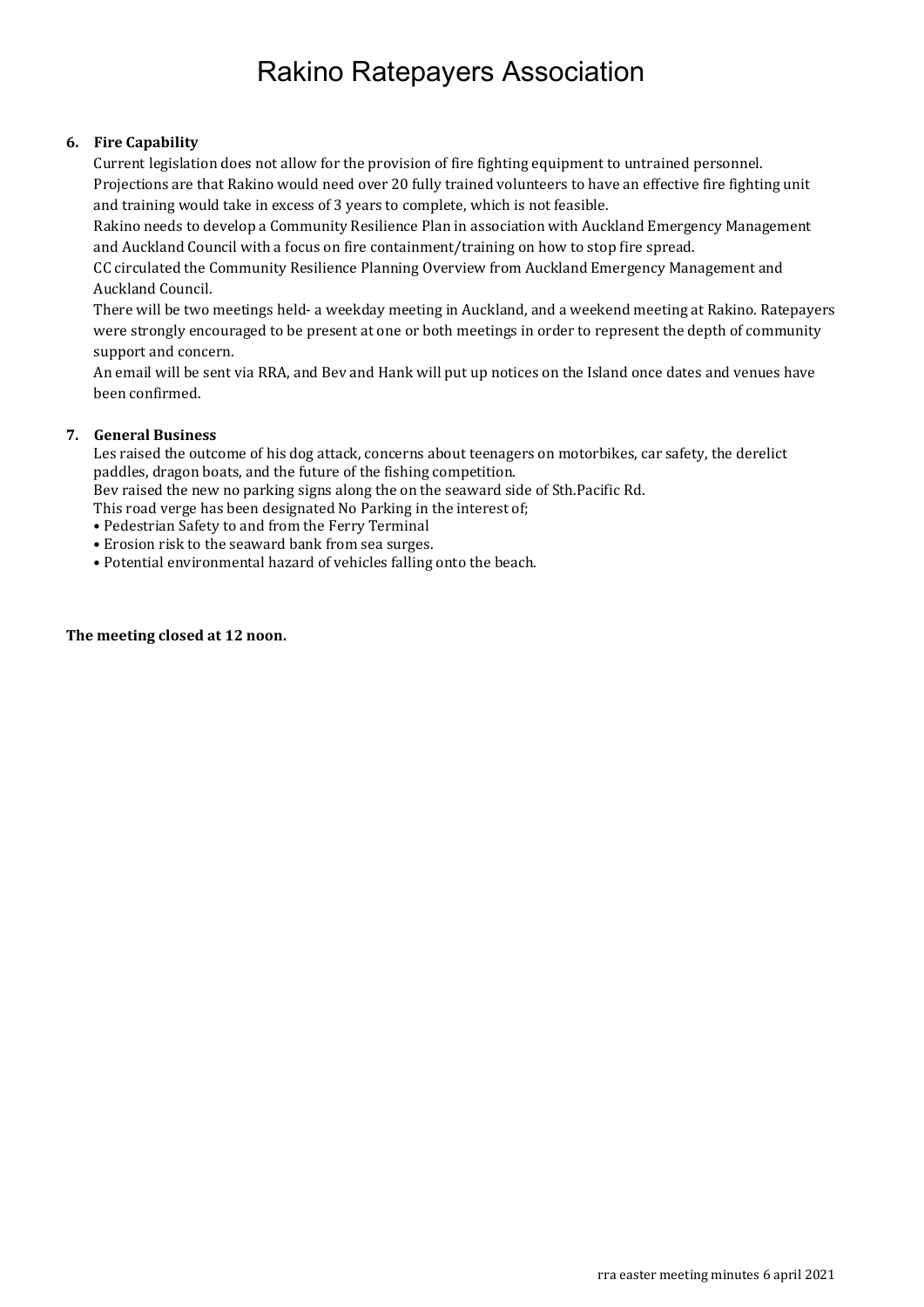# Rakino Ratepayers Association

6. **Fire Capability**

   Current legislation does not allow for the provision of fire fighting equipment to untrained personnel.
   Projections are that Rakino would need over 20 fully trained volunteers to have an effective fire fighting unit and training would take in excess of 3 years to complete, which is not feasible.
   Rakino needs to develop a Community Resilience Plan in association with Auckland Emergency Management and Auckland Council with a focus on fire containment/training on how to stop fire spread.
   CC circulated the Community Resilience Planning Overview from Auckland Emergency Management and Auckland Council.
   There will be two meetings held- a weekday meeting in Auckland, and a weekend meeting at Rakino. Ratepayers were strongly encouraged to be present at one or both meetings in order to represent the depth of community support and concern.
   An email will be sent via RRA, and Bev and Hank will put up notices on the Island once dates and venues have been confirmed.

7. **General Business**

   Les raised the outcome of his dog attack, concerns about teenagers on motorbikes, car safety, the derelict paddles, dragon boats, and the future of the fishing competition.
   Bev raised the new no parking signs along the on the seaward side of Sth.Pacific Rd.
   This road verge has been designated No Parking in the interest of;
   - Pedestrian Safety to and from the Ferry Terminal
   - Erosion risk to the seaward bank from sea surges.
   - Potential environmental hazard of vehicles falling onto the beach.

**The meeting closed at 12 noon.**